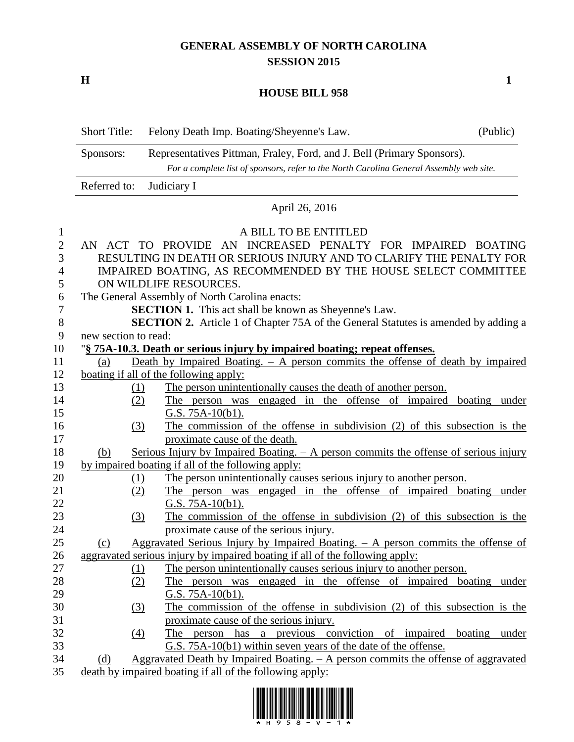# GENERAL ASSEMBLY OF NORTH CAROLINA
## SESSION 2015

**H** **1**

## HOUSE BILL 958

| Short Title: | Felony Death Imp. Boating/Sheyenne's Law. | (Public) |
|---|---|---|
| Sponsors: | Representatives Pittman, Fraley, Ford, and J. Bell (Primary Sponsors). *For a complete list of sponsors, refer to the North Carolina General Assembly web site.* | |
| Referred to: | Judiciary I | |

April 26, 2016

A BILL TO BE ENTITLED

AN ACT TO PROVIDE AN INCREASED PENALTY FOR IMPAIRED BOATING RESULTING IN DEATH OR SERIOUS INJURY AND TO CLARIFY THE PENALTY FOR IMPAIRED BOATING, AS RECOMMENDED BY THE HOUSE SELECT COMMITTEE ON WILDLIFE RESOURCES.

The General Assembly of North Carolina enacts:

**SECTION 1.** This act shall be known as Sheyenne's Law.

**SECTION 2.** Article 1 of Chapter 75A of the General Statutes is amended by adding a new section to read:

"**§ 75A-10.3. Death or serious injury by impaired boating; repeat offenses.**

(a) Death by Impaired Boating. – A person commits the offense of death by impaired boating if all of the following apply:

(1) The person unintentionally causes the death of another person.

(2) The person was engaged in the offense of impaired boating under G.S. 75A-10(b1).

(3) The commission of the offense in subdivision (2) of this subsection is the proximate cause of the death.

(b) Serious Injury by Impaired Boating. – A person commits the offense of serious injury by impaired boating if all of the following apply:

(1) The person unintentionally causes serious injury to another person.

(2) The person was engaged in the offense of impaired boating under G.S. 75A-10(b1).

(3) The commission of the offense in subdivision (2) of this subsection is the proximate cause of the serious injury.

(c) Aggravated Serious Injury by Impaired Boating. – A person commits the offense of aggravated serious injury by impaired boating if all of the following apply:

(1) The person unintentionally causes serious injury to another person.

(2) The person was engaged in the offense of impaired boating under G.S. 75A-10(b1).

(3) The commission of the offense in subdivision (2) of this subsection is the proximate cause of the serious injury.

(4) The person has a previous conviction of impaired boating under G.S. 75A-10(b1) within seven years of the date of the offense.

(d) Aggravated Death by Impaired Boating. – A person commits the offense of aggravated death by impaired boating if all of the following apply: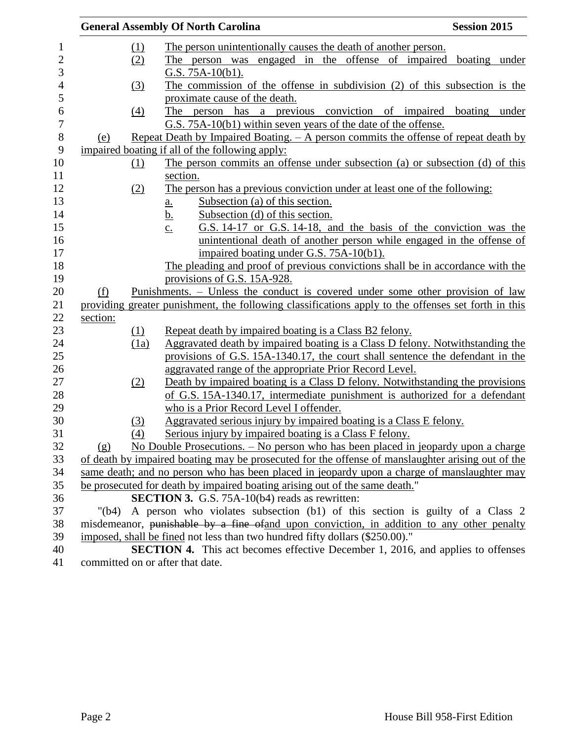(1) The person unintentionally causes the death of another person.

(2) The person was engaged in the offense of impaired boating under G.S. 75A-10(b1).

(3) The commission of the offense in subdivision (2) of this subsection is the proximate cause of the death.

(4) The person has a previous conviction of impaired boating under G.S. 75A-10(b1) within seven years of the date of the offense.

(e) Repeat Death by Impaired Boating. – A person commits the offense of repeat death by impaired boating if all of the following apply:

(1) The person commits an offense under subsection (a) or subsection (d) of this section.

(2) The person has a previous conviction under at least one of the following:

a. Subsection (a) of this section.

b. Subsection (d) of this section.

c. G.S. 14-17 or G.S. 14-18, and the basis of the conviction was the unintentional death of another person while engaged in the offense of impaired boating under G.S. 75A-10(b1).

The pleading and proof of previous convictions shall be in accordance with the provisions of G.S. 15A-928.

(f) Punishments. – Unless the conduct is covered under some other provision of law providing greater punishment, the following classifications apply to the offenses set forth in this section:

(1) Repeat death by impaired boating is a Class B2 felony.

(1a) Aggravated death by impaired boating is a Class D felony. Notwithstanding the provisions of G.S. 15A-1340.17, the court shall sentence the defendant in the aggravated range of the appropriate Prior Record Level.

(2) Death by impaired boating is a Class D felony. Notwithstanding the provisions of G.S. 15A-1340.17, intermediate punishment is authorized for a defendant who is a Prior Record Level I offender.

(3) Aggravated serious injury by impaired boating is a Class E felony.

(4) Serious injury by impaired boating is a Class F felony.

(g) No Double Prosecutions. – No person who has been placed in jeopardy upon a charge of death by impaired boating may be prosecuted for the offense of manslaughter arising out of the same death; and no person who has been placed in jeopardy upon a charge of manslaughter may be prosecuted for death by impaired boating arising out of the same death."

**SECTION 3.** G.S. 75A-10(b4) reads as rewritten:

"(b4) A person who violates subsection (b1) of this section is guilty of a Class 2 misdemeanor, ~~punishable by a fine of~~and upon conviction, in addition to any other penalty imposed, shall be fined not less than two hundred fifty dollars ($250.00)."

**SECTION 4.** This act becomes effective December 1, 2016, and applies to offenses committed on or after that date.